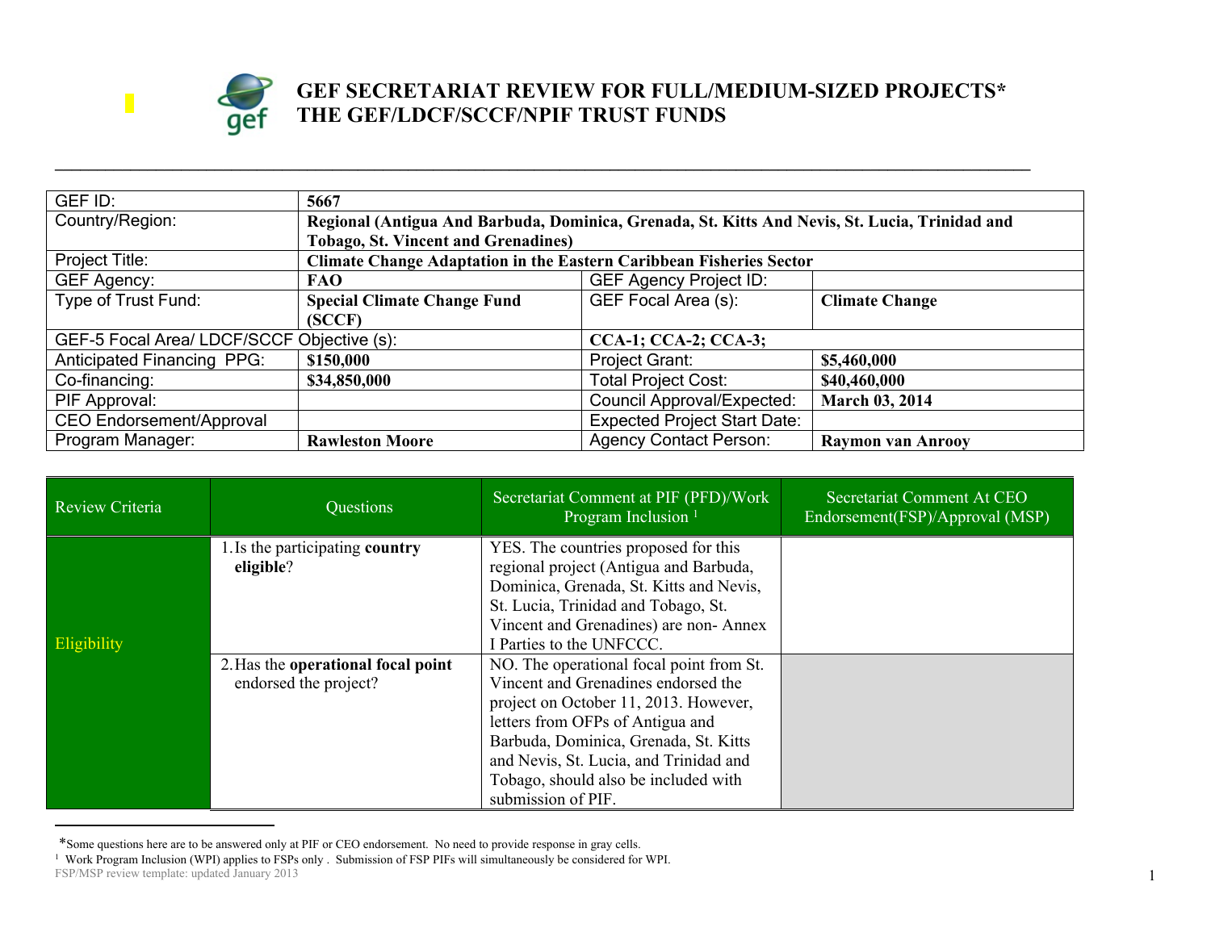# GEF SECRETARIAT REVIEW FOR FULL/MEDIUM-SIZED PROJECTS* THE GEF/LDCF/SCCF/NPIF TRUST FUNDS

| | | | |
|---|---|---|---|
| GEF ID: | **5667** | | |
| Country/Region: | **Regional (Antigua And Barbuda, Dominica, Grenada, St. Kitts And Nevis, St. Lucia, Trinidad and Tobago, St. Vincent and Grenadines)** | | |
| Project Title: | **Climate Change Adaptation in the Eastern Caribbean Fisheries Sector** | | |
| GEF Agency: | **FAO** | GEF Agency Project ID: | |
| Type of Trust Fund: | **Special Climate Change Fund (SCCF)** | GEF Focal Area (s): | **Climate Change** |
| GEF-5 Focal Area/ LDCF/SCCF Objective (s): | | **CCA-1; CCA-2; CCA-3;** | |
| Anticipated Financing PPG: | **$150,000** | Project Grant: | **$5,460,000** |
| Co-financing: | **$34,850,000** | Total Project Cost: | **$40,460,000** |
| PIF Approval: | | Council Approval/Expected: | **March 03, 2014** |
| CEO Endorsement/Approval | | Expected Project Start Date: | |
| Program Manager: | **Rawleston Moore** | Agency Contact Person: | **Raymon van Anrooy** |

| Review Criteria | Questions | Secretariat Comment at PIF (PFD)/Work Program Inclusion [1] | Secretariat Comment At CEO Endorsement(FSP)/Approval (MSP) |
|---|---|---|---|
| Eligibility | 1. Is the participating **country eligible**? | YES. The countries proposed for this regional project (Antigua and Barbuda, Dominica, Grenada, St. Kitts and Nevis, St. Lucia, Trinidad and Tobago, St. Vincent and Grenadines) are non- Annex I Parties to the UNFCCC. | |
| | 2. Has the **operational focal point** endorsed the project? | NO. The operational focal point from St. Vincent and Grenadines endorsed the project on October 11, 2013. However, letters from OFPs of Antigua and Barbuda, Dominica, Grenada, St. Kitts and Nevis, St. Lucia, and Trinidad and Tobago, should also be included with submission of PIF. | |

*Some questions here are to be answered only at PIF or CEO endorsement. No need to provide response in gray cells.

[1] Work Program Inclusion (WPI) applies to FSPs only . Submission of FSP PIFs will simultaneously be considered for WPI.

FSP/MSP review template: updated January 2013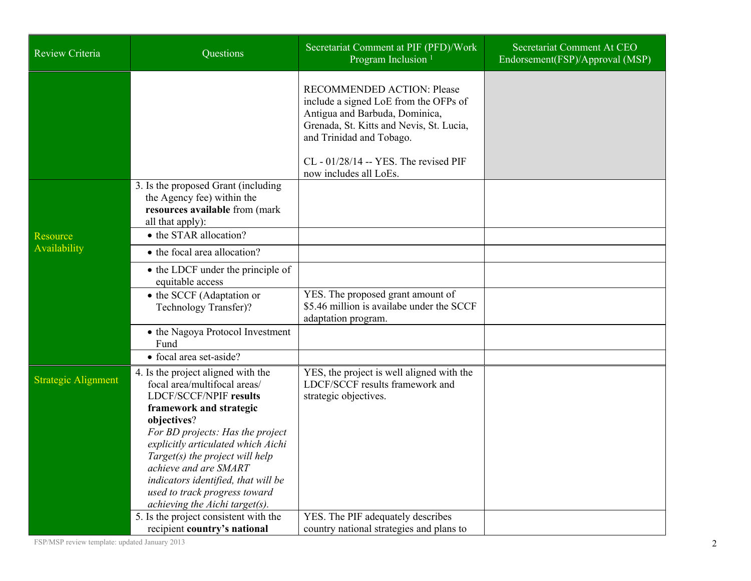| Review Criteria | Questions | Secretariat Comment at PIF (PFD)/Work Program Inclusion [1] | Secretariat Comment At CEO Endorsement(FSP)/Approval (MSP) |
|---|---|---|---|
| | | RECOMMENDED ACTION: Please include a signed LoE from the OFPs of Antigua and Barbuda, Dominica, Grenada, St. Kitts and Nevis, St. Lucia, and Trinidad and Tobago.<br><br>CL - 01/28/14 -- YES. The revised PIF now includes all LoEs. | |
| Resource Availability | 3. Is the proposed Grant (including the Agency fee) within the **resources available** from (mark all that apply): | | |
| | • the STAR allocation? | | |
| | • the focal area allocation? | | |
| | • the LDCF under the principle of equitable access | | |
| | • the SCCF (Adaptation or Technology Transfer)? | YES. The proposed grant amount of $5.46 million is availabe under the SCCF adaptation program. | |
| | • the Nagoya Protocol Investment Fund | | |
| | • focal area set-aside? | | |
| Strategic Alignment | 4. Is the project aligned with the focal area/multifocal areas/ LDCF/SCCF/NPIF **results framework and strategic objectives**?<br>*For BD projects: Has the project explicitly articulated which Aichi Target(s) the project will help achieve and are SMART indicators identified, that will be used to track progress toward achieving the Aichi target(s).* | YES, the project is well aligned with the LDCF/SCCF results framework and strategic objectives. | |
| | 5. Is the project consistent with the recipient **country's national** | YES. The PIF adequately describes country national strategies and plans to | |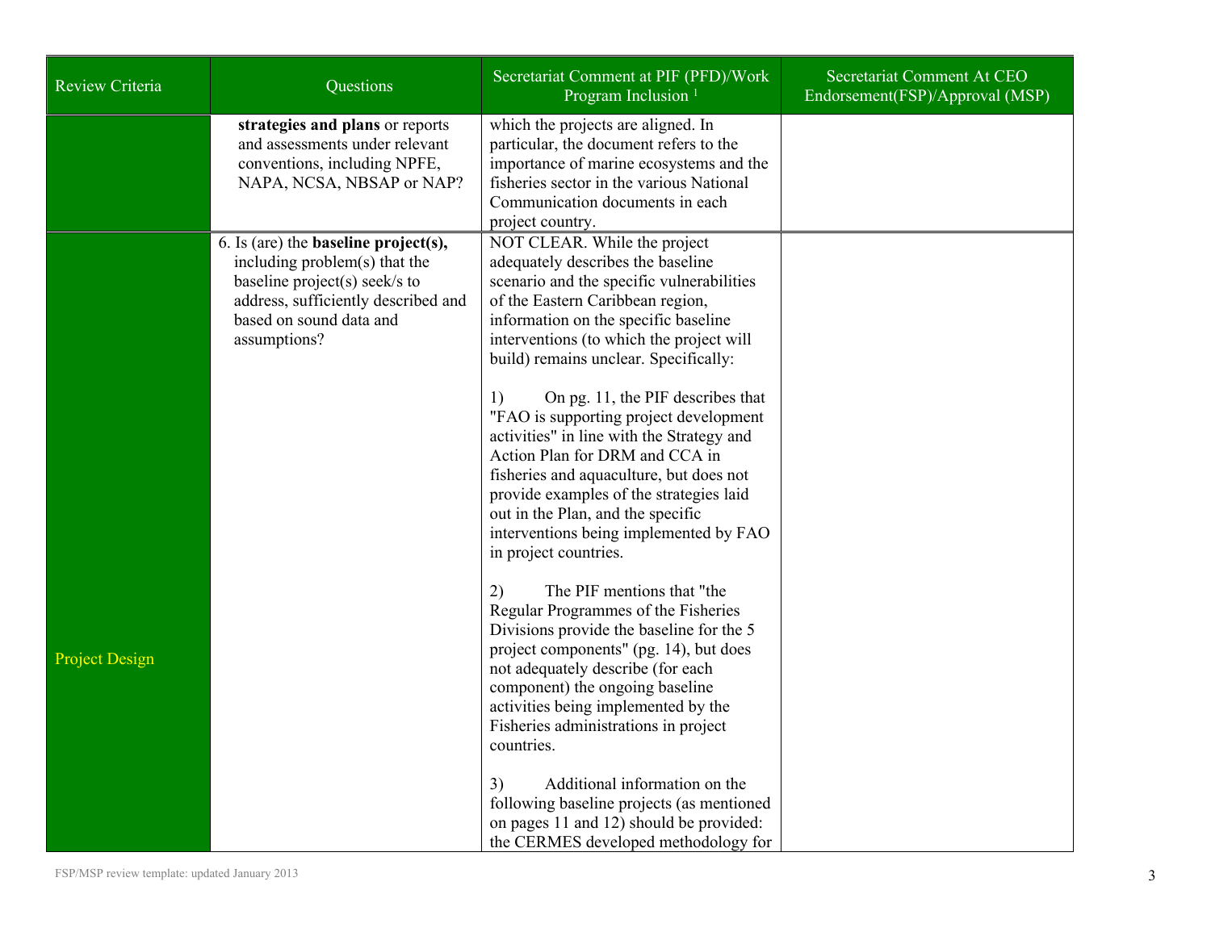| Review Criteria | Questions | Secretariat Comment at PIF (PFD)/Work Program Inclusion [1] | Secretariat Comment At CEO Endorsement(FSP)/Approval (MSP) |
|---|---|---|---|
| | **strategies and plans** or reports and assessments under relevant conventions, including NPFE, NAPA, NCSA, NBSAP or NAP? | which the projects are aligned. In particular, the document refers to the importance of marine ecosystems and the fisheries sector in the various National Communication documents in each project country. | |
| Project Design | 6. Is (are) the **baseline project(s),** including problem(s) that the baseline project(s) seek/s to address, sufficiently described and based on sound data and assumptions? | NOT CLEAR. While the project adequately describes the baseline scenario and the specific vulnerabilities of the Eastern Caribbean region, information on the specific baseline interventions (to which the project will build) remains unclear. Specifically:<br><br>1) On pg. 11, the PIF describes that "FAO is supporting project development activities" in line with the Strategy and Action Plan for DRM and CCA in fisheries and aquaculture, but does not provide examples of the strategies laid out in the Plan, and the specific interventions being implemented by FAO in project countries.<br><br>2) The PIF mentions that "the Regular Programmes of the Fisheries Divisions provide the baseline for the 5 project components" (pg. 14), but does not adequately describe (for each component) the ongoing baseline activities being implemented by the Fisheries administrations in project countries.<br><br>3) Additional information on the following baseline projects (as mentioned on pages 11 and 12) should be provided: the CERMES developed methodology for | |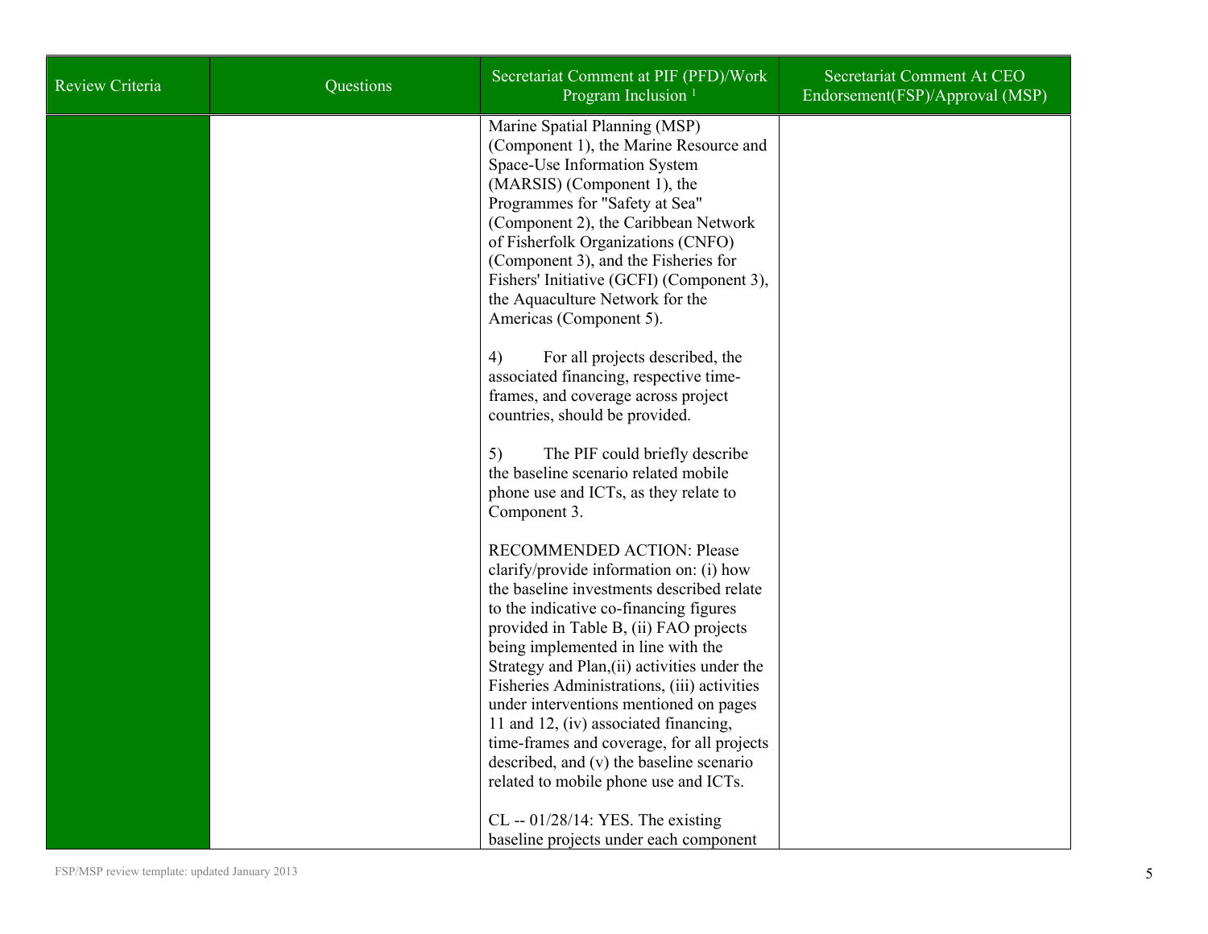| Review Criteria | Questions | Secretariat Comment at PIF (PFD)/Work Program Inclusion [1] | Secretariat Comment At CEO Endorsement(FSP)/Approval (MSP) |
|---|---|---|---|
| | | Marine Spatial Planning (MSP) (Component 1), the Marine Resource and Space-Use Information System (MARSIS) (Component 1), the Programmes for "Safety at Sea" (Component 2), the Caribbean Network of Fisherfolk Organizations (CNFO) (Component 3), and the Fisheries for Fishers' Initiative (GCFI) (Component 3), the Aquaculture Network for the Americas (Component 5).<br><br>4) For all projects described, the associated financing, respective time-frames, and coverage across project countries, should be provided.<br><br>5) The PIF could briefly describe the baseline scenario related mobile phone use and ICTs, as they relate to Component 3.<br><br>RECOMMENDED ACTION: Please clarify/provide information on: (i) how the baseline investments described relate to the indicative co-financing figures provided in Table B, (ii) FAO projects being implemented in line with the Strategy and Plan,(ii) activities under the Fisheries Administrations, (iii) activities under interventions mentioned on pages 11 and 12, (iv) associated financing, time-frames and coverage, for all projects described, and (v) the baseline scenario related to mobile phone use and ICTs.<br><br>CL -- 01/28/14: YES. The existing baseline projects under each component | |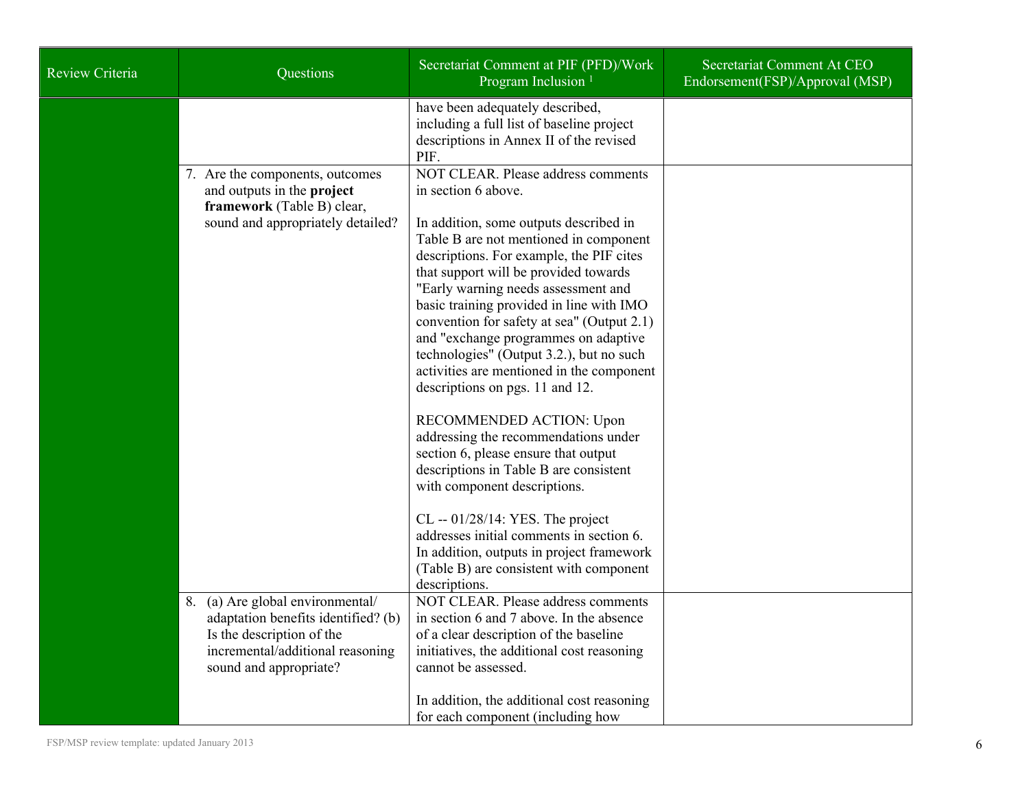| Review Criteria | Questions | Secretariat Comment at PIF (PFD)/Work Program Inclusion [1] | Secretariat Comment At CEO Endorsement(FSP)/Approval (MSP) |
|---|---|---|---|
| | | have been adequately described, including a full list of baseline project descriptions in Annex II of the revised PIF. | |
| | 7. Are the components, outcomes and outputs in the **project framework** (Table B) clear, sound and appropriately detailed? | NOT CLEAR. Please address comments in section 6 above.<br><br>In addition, some outputs described in Table B are not mentioned in component descriptions. For example, the PIF cites that support will be provided towards "Early warning needs assessment and basic training provided in line with IMO convention for safety at sea" (Output 2.1) and "exchange programmes on adaptive technologies" (Output 3.2.), but no such activities are mentioned in the component descriptions on pgs. 11 and 12.<br><br>RECOMMENDED ACTION: Upon addressing the recommendations under section 6, please ensure that output descriptions in Table B are consistent with component descriptions.<br><br>CL -- 01/28/14: YES. The project addresses initial comments in section 6. In addition, outputs in project framework (Table B) are consistent with component descriptions. | |
| | 8. (a) Are global environmental/ adaptation benefits identified? (b) Is the description of the incremental/additional reasoning sound and appropriate? | NOT CLEAR. Please address comments in section 6 and 7 above. In the absence of a clear description of the baseline initiatives, the additional cost reasoning cannot be assessed.<br><br>In addition, the additional cost reasoning for each component (including how | |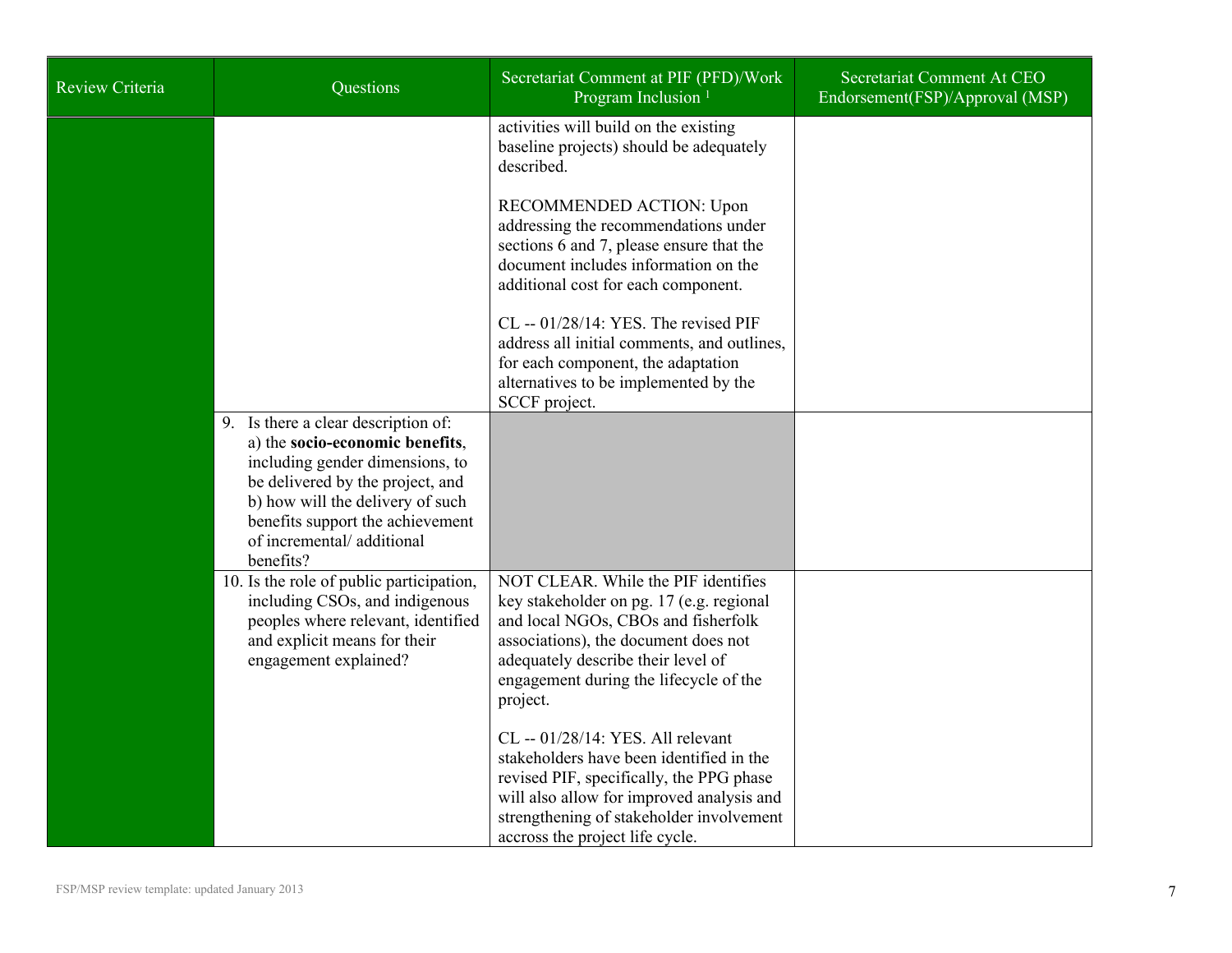| Review Criteria | Questions | Secretariat Comment at PIF (PFD)/Work Program Inclusion [1] | Secretariat Comment At CEO Endorsement(FSP)/Approval (MSP) |
|---|---|---|---|
| | | activities will build on the existing baseline projects) should be adequately described.<br><br>RECOMMENDED ACTION: Upon addressing the recommendations under sections 6 and 7, please ensure that the document includes information on the additional cost for each component.<br><br>CL -- 01/28/14: YES. The revised PIF address all initial comments, and outlines, for each component, the adaptation alternatives to be implemented by the SCCF project. | |
| | 9. Is there a clear description of: a) the **socio-economic benefits**, including gender dimensions, to be delivered by the project, and b) how will the delivery of such benefits support the achievement of incremental/ additional benefits? | | |
| | 10. Is the role of public participation, including CSOs, and indigenous peoples where relevant, identified and explicit means for their engagement explained? | NOT CLEAR. While the PIF identifies key stakeholder on pg. 17 (e.g. regional and local NGOs, CBOs and fisherfolk associations), the document does not adequately describe their level of engagement during the lifecycle of the project.<br><br>CL -- 01/28/14: YES. All relevant stakeholders have been identified in the revised PIF, specifically, the PPG phase will also allow for improved analysis and strengthening of stakeholder involvement accross the project life cycle. | |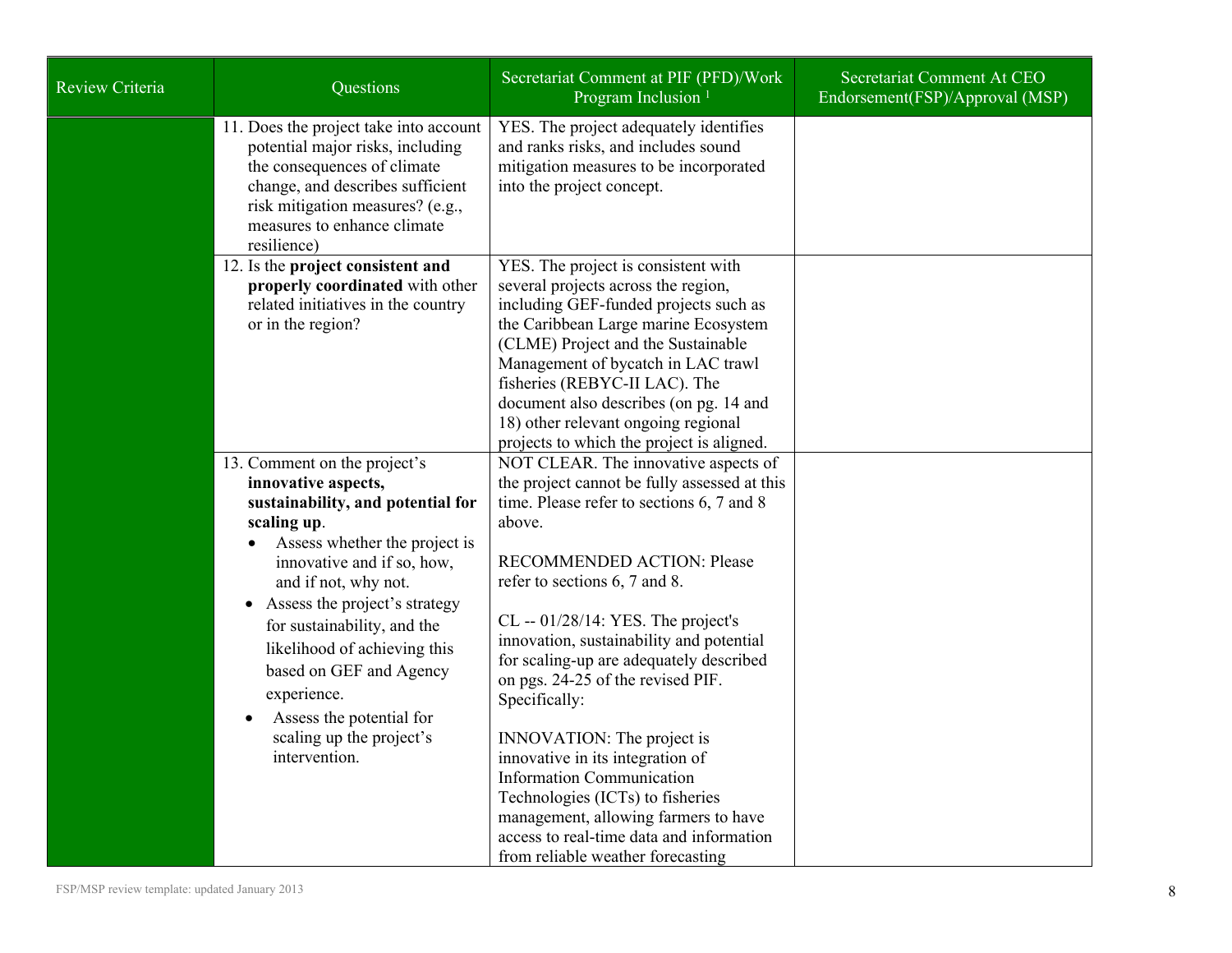| Review Criteria | Questions | Secretariat Comment at PIF (PFD)/Work Program Inclusion [1] | Secretariat Comment At CEO Endorsement(FSP)/Approval (MSP) |
|---|---|---|---|
| | 11. Does the project take into account potential major risks, including the consequences of climate change, and describes sufficient risk mitigation measures? (e.g., measures to enhance climate resilience) | YES. The project adequately identifies and ranks risks, and includes sound mitigation measures to be incorporated into the project concept. | |
| | 12. Is the **project consistent and properly coordinated** with other related initiatives in the country or in the region? | YES. The project is consistent with several projects across the region, including GEF-funded projects such as the Caribbean Large marine Ecosystem (CLME) Project and the Sustainable Management of bycatch in LAC trawl fisheries (REBYC-II LAC). The document also describes (on pg. 14 and 18) other relevant ongoing regional projects to which the project is aligned. | |
| | 13. Comment on the project's **innovative aspects, sustainability, and potential for scaling up**.<br>• Assess whether the project is innovative and if so, how, and if not, why not.<br>• Assess the project's strategy for sustainability, and the likelihood of achieving this based on GEF and Agency experience.<br>• Assess the potential for scaling up the project's intervention. | NOT CLEAR. The innovative aspects of the project cannot be fully assessed at this time. Please refer to sections 6, 7 and 8 above.<br><br>RECOMMENDED ACTION: Please refer to sections 6, 7 and 8.<br><br>CL -- 01/28/14: YES. The project's innovation, sustainability and potential for scaling-up are adequately described on pgs. 24-25 of the revised PIF. Specifically:<br><br>INNOVATION: The project is innovative in its integration of Information Communication Technologies (ICTs) to fisheries management, allowing farmers to have access to real-time data and information from reliable weather forecasting | |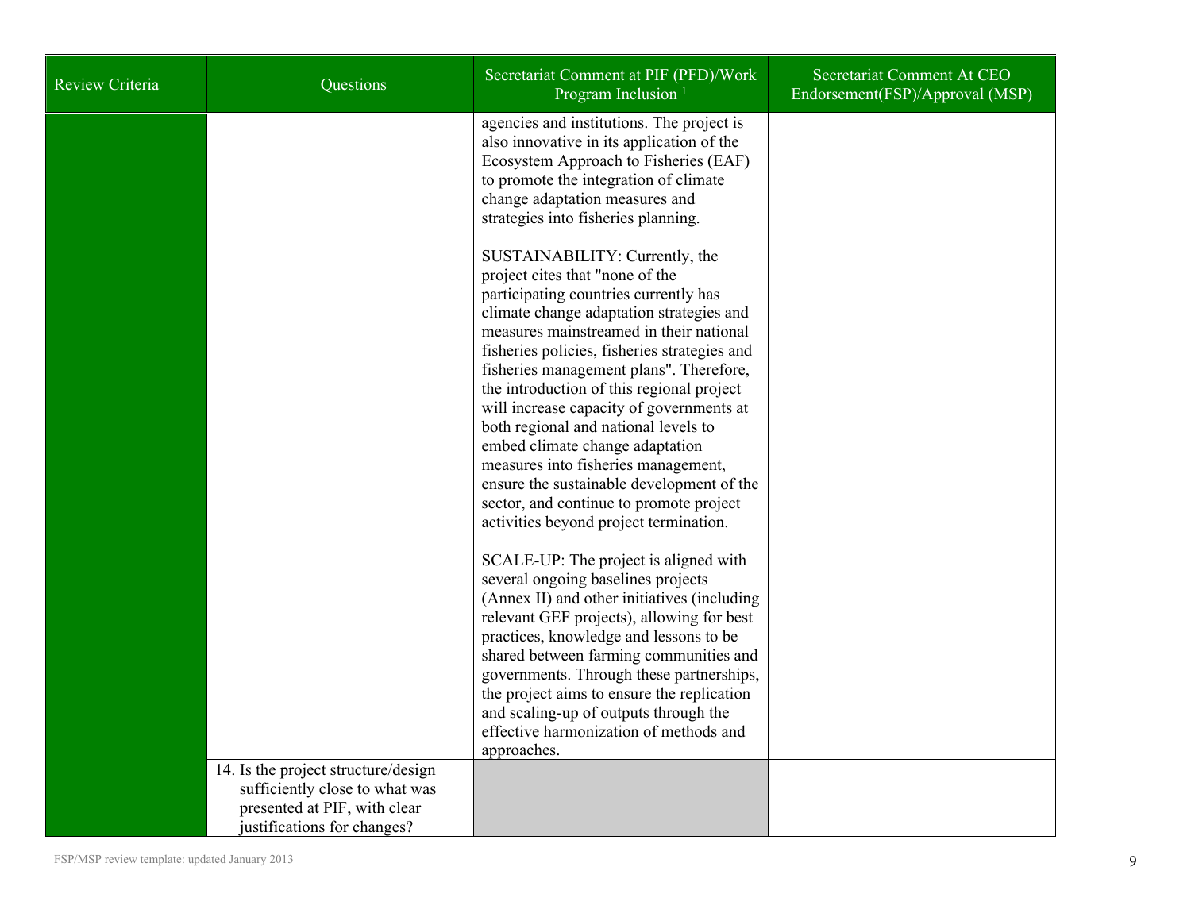| Review Criteria | Questions | Secretariat Comment at PIF (PFD)/Work Program Inclusion [1] | Secretariat Comment At CEO Endorsement(FSP)/Approval (MSP) |
|---|---|---|---|
| | | agencies and institutions. The project is also innovative in its application of the Ecosystem Approach to Fisheries (EAF) to promote the integration of climate change adaptation measures and strategies into fisheries planning.<br><br>SUSTAINABILITY: Currently, the project cites that "none of the participating countries currently has climate change adaptation strategies and measures mainstreamed in their national fisheries policies, fisheries strategies and fisheries management plans". Therefore, the introduction of this regional project will increase capacity of governments at both regional and national levels to embed climate change adaptation measures into fisheries management, ensure the sustainable development of the sector, and continue to promote project activities beyond project termination.<br><br>SCALE-UP: The project is aligned with several ongoing baselines projects (Annex II) and other initiatives (including relevant GEF projects), allowing for best practices, knowledge and lessons to be shared between farming communities and governments. Through these partnerships, the project aims to ensure the replication and scaling-up of outputs through the effective harmonization of methods and approaches. | |
| | 14. Is the project structure/design sufficiently close to what was presented at PIF, with clear justifications for changes? | | |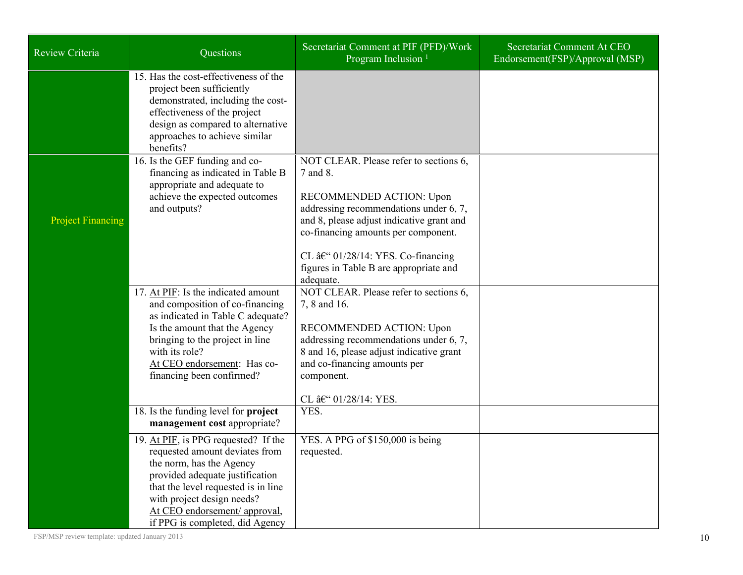| Review Criteria | Questions | Secretariat Comment at PIF (PFD)/Work Program Inclusion [1] | Secretariat Comment At CEO Endorsement(FSP)/Approval (MSP) |
|---|---|---|---|
| | 15. Has the cost-effectiveness of the project been sufficiently demonstrated, including the cost-effectiveness of the project design as compared to alternative approaches to achieve similar benefits? | | |
| Project Financing | 16. Is the GEF funding and co-financing as indicated in Table B appropriate and adequate to achieve the expected outcomes and outputs? | NOT CLEAR. Please refer to sections 6, 7 and 8.<br><br>RECOMMENDED ACTION: Upon addressing recommendations under 6, 7, and 8, please adjust indicative grant and co-financing amounts per component.<br><br>CL â€" 01/28/14: YES. Co-financing figures in Table B are appropriate and adequate. | |
| | 17. At PIF: Is the indicated amount and composition of co-financing as indicated in Table C adequate? Is the amount that the Agency bringing to the project in line with its role?<br>At CEO endorsement: Has co-financing been confirmed? | NOT CLEAR. Please refer to sections 6, 7, 8 and 16.<br><br>RECOMMENDED ACTION: Upon addressing recommendations under 6, 7, 8 and 16, please adjust indicative grant and co-financing amounts per component.<br><br>CL â€" 01/28/14: YES. | |
| | 18. Is the funding level for **project management cost** appropriate? | YES. | |
| | 19. At PIF, is PPG requested? If the requested amount deviates from the norm, has the Agency provided adequate justification that the level requested is in line with project design needs?<br>At CEO endorsement/ approval, if PPG is completed, did Agency | YES. A PPG of $150,000 is being requested. | |

FSP/MSP review template: updated January 2013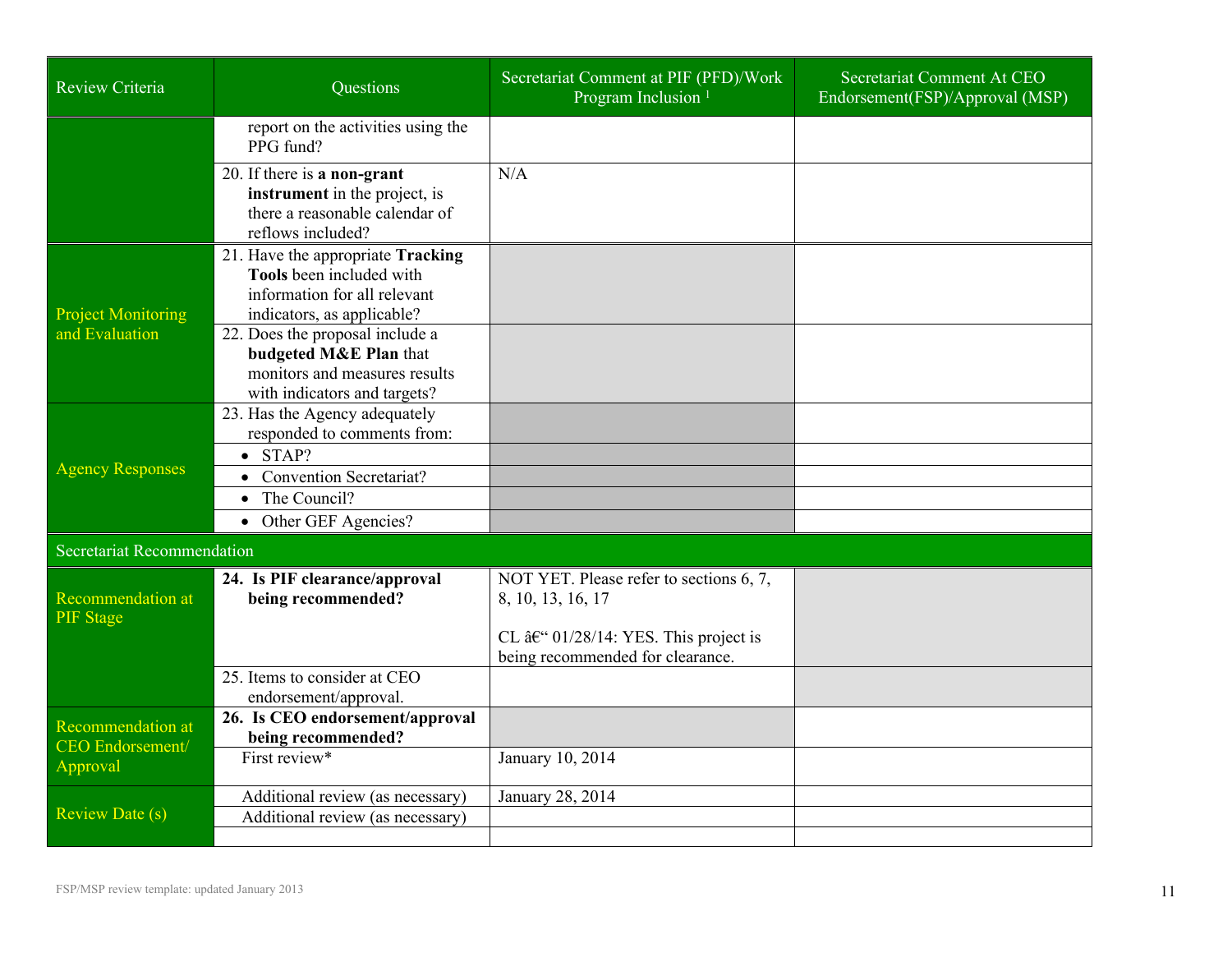| Review Criteria | Questions | Secretariat Comment at PIF (PFD)/Work Program Inclusion [1] | Secretariat Comment At CEO Endorsement(FSP)/Approval (MSP) |
|---|---|---|---|
| | report on the activities using the PPG fund? | | |
| | 20. If there is **a non-grant instrument** in the project, is there a reasonable calendar of reflows included? | N/A | |
| Project Monitoring and Evaluation | 21. Have the appropriate **Tracking Tools** been included with information for all relevant indicators, as applicable? | | |
| | 22. Does the proposal include a **budgeted M&E Plan** that monitors and measures results with indicators and targets? | | |
| Agency Responses | 23. Has the Agency adequately responded to comments from: | | |
| | • STAP? | | |
| | • Convention Secretariat? | | |
| | • The Council? | | |
| | • Other GEF Agencies? | | |
| Secretariat Recommendation | | | |
| Recommendation at PIF Stage | **24. Is PIF clearance/approval being recommended?** | NOT YET. Please refer to sections 6, 7, 8, 10, 13, 16, 17<br><br>CL â€“ 01/28/14: YES. This project is being recommended for clearance. | |
| | 25. Items to consider at CEO endorsement/approval. | | |
| Recommendation at CEO Endorsement/ Approval | **26. Is CEO endorsement/approval being recommended?** | | |
| | First review* | January 10, 2014 | |
| Review Date (s) | Additional review (as necessary) | January 28, 2014 | |
| | Additional review (as necessary) | | |
| | | | |

FSP/MSP review template: updated January 2013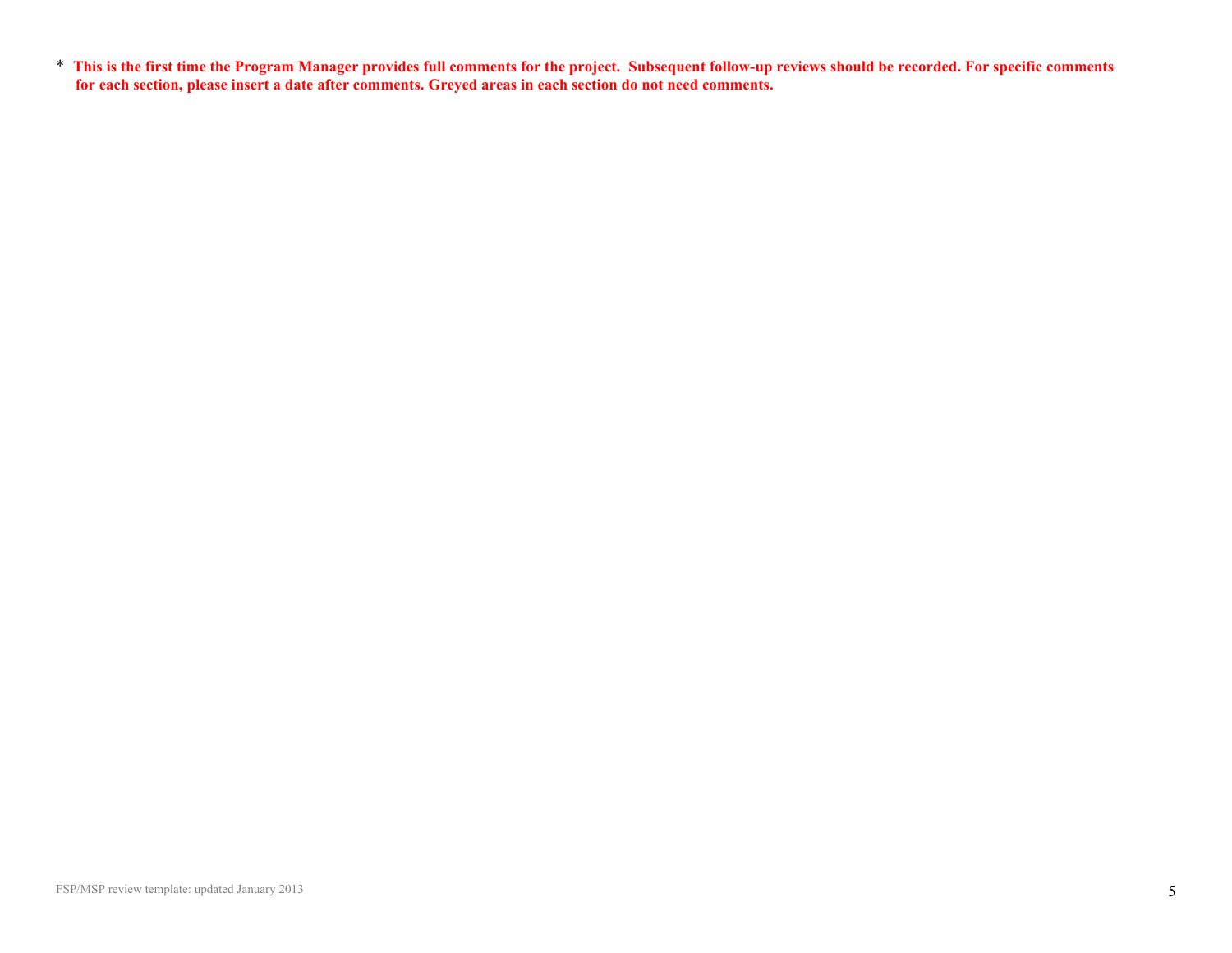\* **This is the first time the Program Manager provides full comments for the project. Subsequent follow-up reviews should be recorded. For specific comments for each section, please insert a date after comments. Greyed areas in each section do not need comments.**